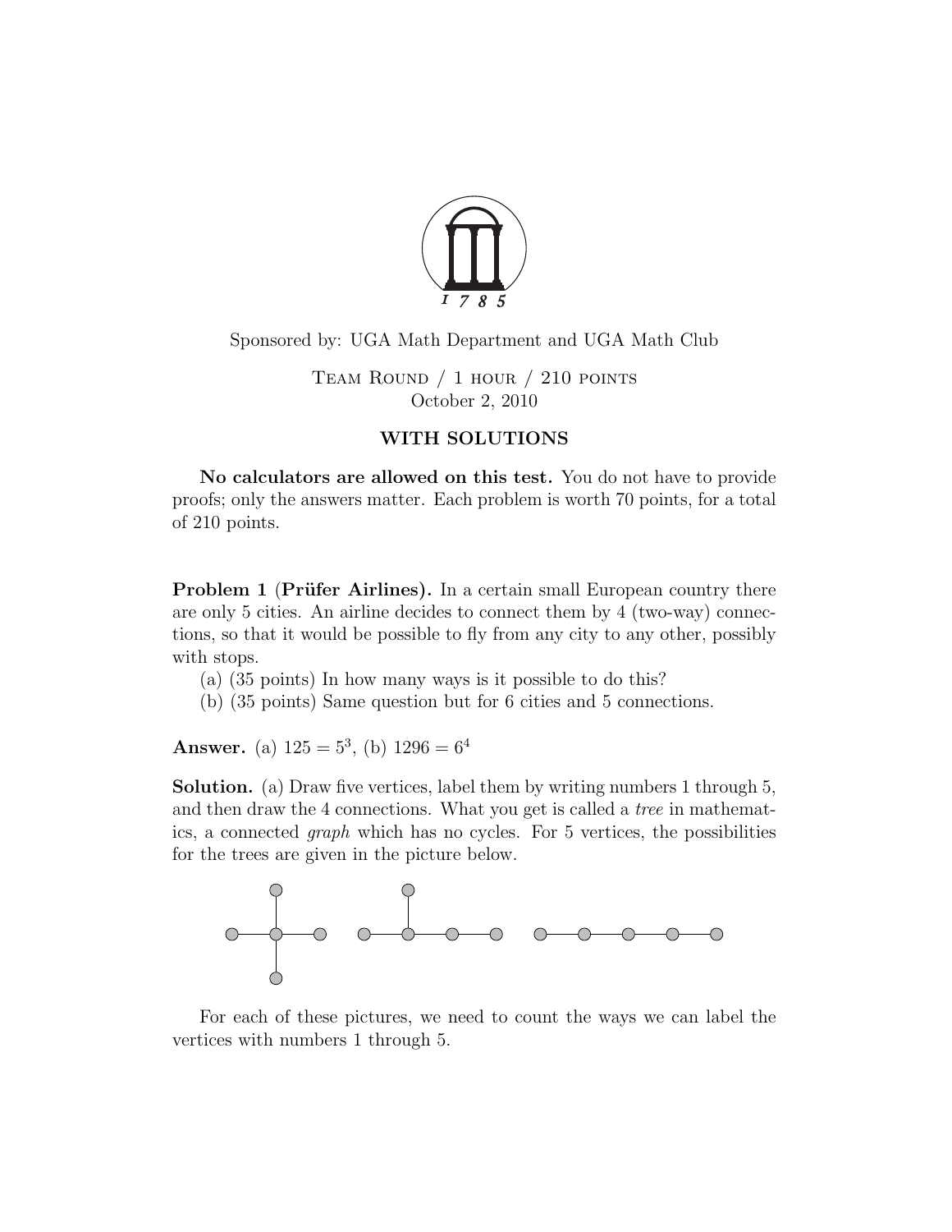Sponsored by: UGA Math Department and UGA Math Club

Team Round / 1 hour / 210 points
October 2, 2010

**WITH SOLUTIONS**

**No calculators are allowed on this test.** You do not have to provide proofs; only the answers matter. Each problem is worth 70 points, for a total of 210 points.

**Problem 1 (Prüfer Airlines).** In a certain small European country there are only 5 cities. An airline decides to connect them by 4 (two-way) connections, so that it would be possible to fly from any city to any other, possibly with stops.

(a) (35 points) In how many ways is it possible to do this?

(b) (35 points) Same question but for 6 cities and 5 connections.

**Answer.** (a) $125 = 5^3$, (b) $1296 = 6^4$

**Solution.** (a) Draw five vertices, label them by writing numbers 1 through 5, and then draw the 4 connections. What you get is called a *tree* in mathematics, a connected *graph* which has no cycles. For 5 vertices, the possibilities for the trees are given in the picture below.

For each of these pictures, we need to count the ways we can label the vertices with numbers 1 through 5.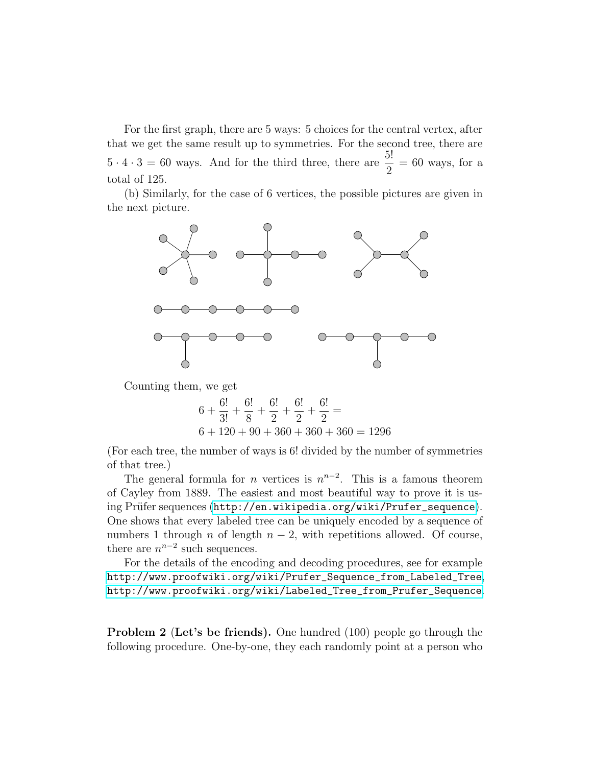For the first graph, there are 5 ways: 5 choices for the central vertex, after that we get the same result up to symmetries. For the second tree, there are $5 \cdot 4 \cdot 3 = 60$ ways. And for the third three, there are $\frac{5!}{2} = 60$ ways, for a total of 125.

(b) Similarly, for the case of 6 vertices, the possible pictures are given in the next picture.

Counting them, we get

$$
\begin{aligned}
&6 + \frac{6!}{3!} + \frac{6!}{8} + \frac{6!}{2} + \frac{6!}{2} + \frac{6!}{2} = \\
&6 + 120 + 90 + 360 + 360 + 360 = 1296
\end{aligned}
$$

(For each tree, the number of ways is 6! divided by the number of symmetries of that tree.)

The general formula for $n$ vertices is $n^{n-2}$. This is a famous theorem of Cayley from 1889. The easiest and most beautiful way to prove it is using Prüfer sequences (`http://en.wikipedia.org/wiki/Prufer_sequence`). One shows that every labeled tree can be uniquely encoded by a sequence of numbers 1 through $n$ of length $n - 2$, with repetitions allowed. Of course, there are $n^{n-2}$ such sequences.

For the details of the encoding and decoding procedures, see for example `http://www.proofwiki.org/wiki/Prufer_Sequence_from_Labeled_Tree`, `http://www.proofwiki.org/wiki/Labeled_Tree_from_Prufer_Sequence`.

**Problem 2 (Let's be friends).** One hundred (100) people go through the following procedure. One-by-one, they each randomly point at a person who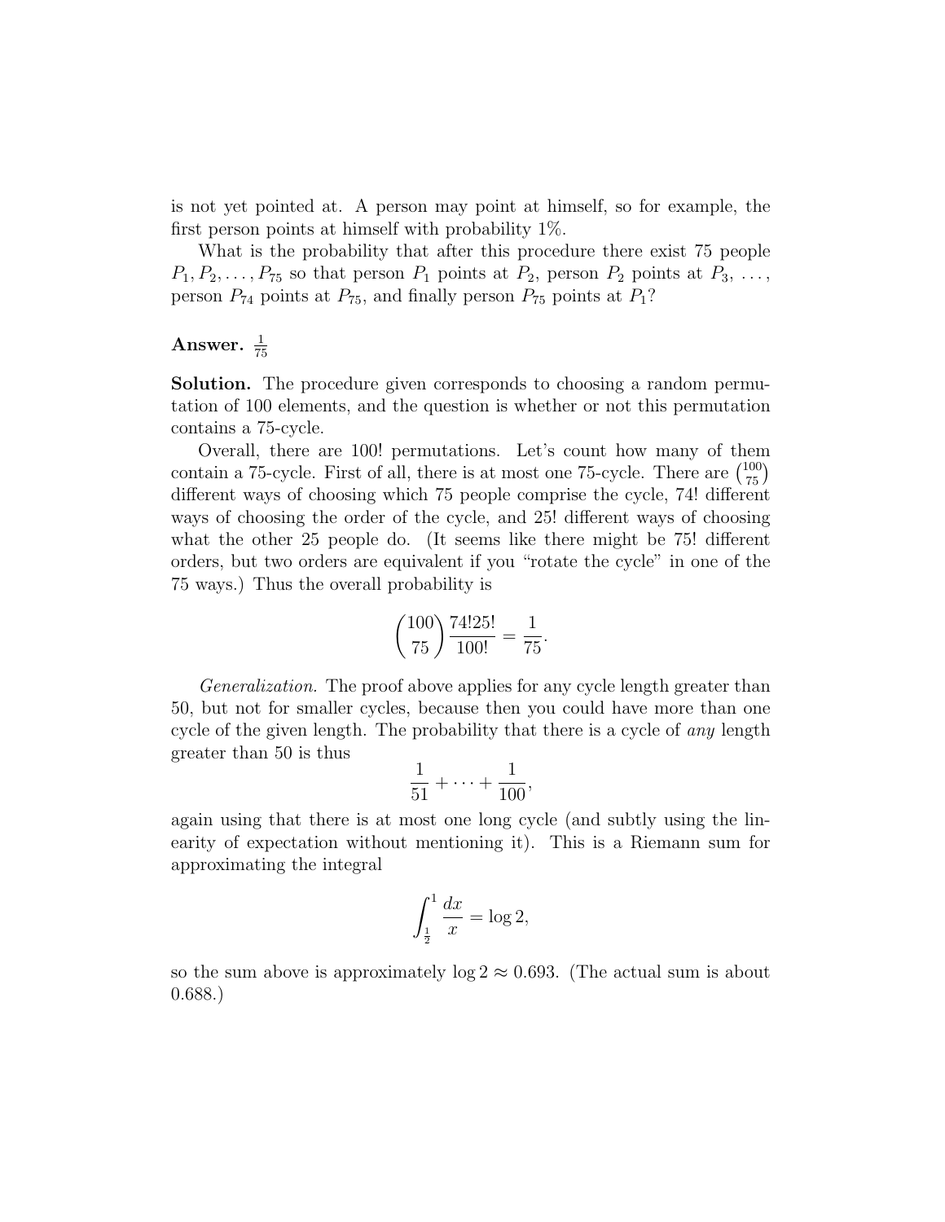is not yet pointed at. A person may point at himself, so for example, the first person points at himself with probability 1%.

What is the probability that after this procedure there exist 75 people $P_1, P_2, \ldots, P_{75}$ so that person $P_1$ points at $P_2$, person $P_2$ points at $P_3$, …, person $P_{74}$ points at $P_{75}$, and finally person $P_{75}$ points at $P_1$?

**Answer.** $\frac{1}{75}$

**Solution.** The procedure given corresponds to choosing a random permutation of 100 elements, and the question is whether or not this permutation contains a 75-cycle.

Overall, there are 100! permutations. Let's count how many of them contain a 75-cycle. First of all, there is at most one 75-cycle. There are $\binom{100}{75}$ different ways of choosing which 75 people comprise the cycle, 74! different ways of choosing the order of the cycle, and 25! different ways of choosing what the other 25 people do. (It seems like there might be 75! different orders, but two orders are equivalent if you "rotate the cycle" in one of the 75 ways.) Thus the overall probability is

$$\binom{100}{75}\frac{74!25!}{100!} = \frac{1}{75}.$$

*Generalization.* The proof above applies for any cycle length greater than 50, but not for smaller cycles, because then you could have more than one cycle of the given length. The probability that there is a cycle of *any* length greater than 50 is thus

$$\frac{1}{51} + \cdots + \frac{1}{100},$$

again using that there is at most one long cycle (and subtly using the linearity of expectation without mentioning it). This is a Riemann sum for approximating the integral

$$\int_{\frac{1}{2}}^{1} \frac{dx}{x} = \log 2,$$

so the sum above is approximately $\log 2 \approx 0.693$. (The actual sum is about 0.688.)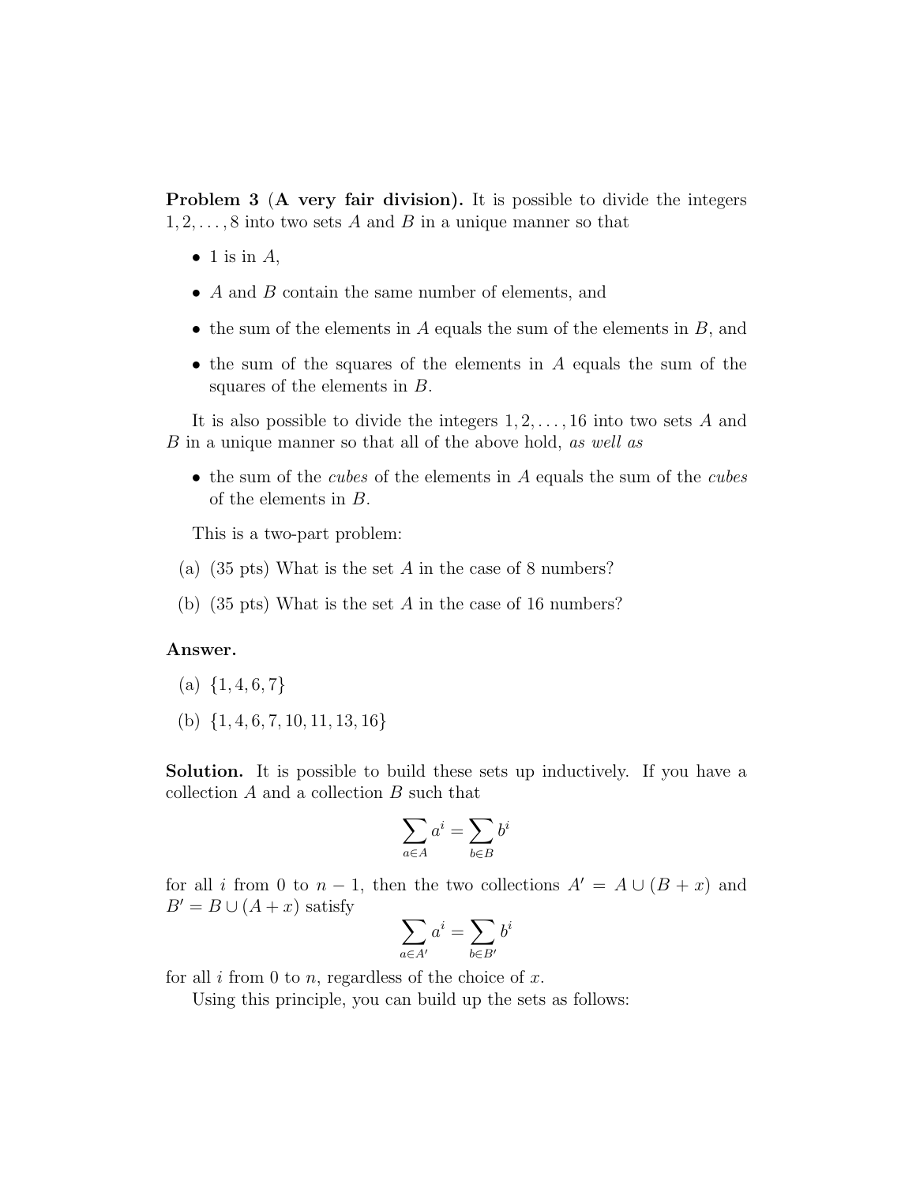**Problem 3 (A very fair division).** It is possible to divide the integers $1, 2, \ldots, 8$ into two sets $A$ and $B$ in a unique manner so that

- 1 is in $A$,
- $A$ and $B$ contain the same number of elements, and
- the sum of the elements in $A$ equals the sum of the elements in $B$, and
- the sum of the squares of the elements in $A$ equals the sum of the squares of the elements in $B$.

It is also possible to divide the integers $1, 2, \ldots, 16$ into two sets $A$ and $B$ in a unique manner so that all of the above hold, *as well as*

- the sum of the *cubes* of the elements in $A$ equals the sum of the *cubes* of the elements in $B$.

This is a two-part problem:

(a) (35 pts) What is the set $A$ in the case of 8 numbers?

(b) (35 pts) What is the set $A$ in the case of 16 numbers?

**Answer.**

(a) $\{1, 4, 6, 7\}$

(b) $\{1, 4, 6, 7, 10, 11, 13, 16\}$

**Solution.** It is possible to build these sets up inductively. If you have a collection $A$ and a collection $B$ such that

$$\sum_{a \in A} a^i = \sum_{b \in B} b^i$$

for all $i$ from 0 to $n-1$, then the two collections $A' = A \cup (B + x)$ and $B' = B \cup (A + x)$ satisfy

$$\sum_{a \in A'} a^i = \sum_{b \in B'} b^i$$

for all $i$ from 0 to $n$, regardless of the choice of $x$.

Using this principle, you can build up the sets as follows: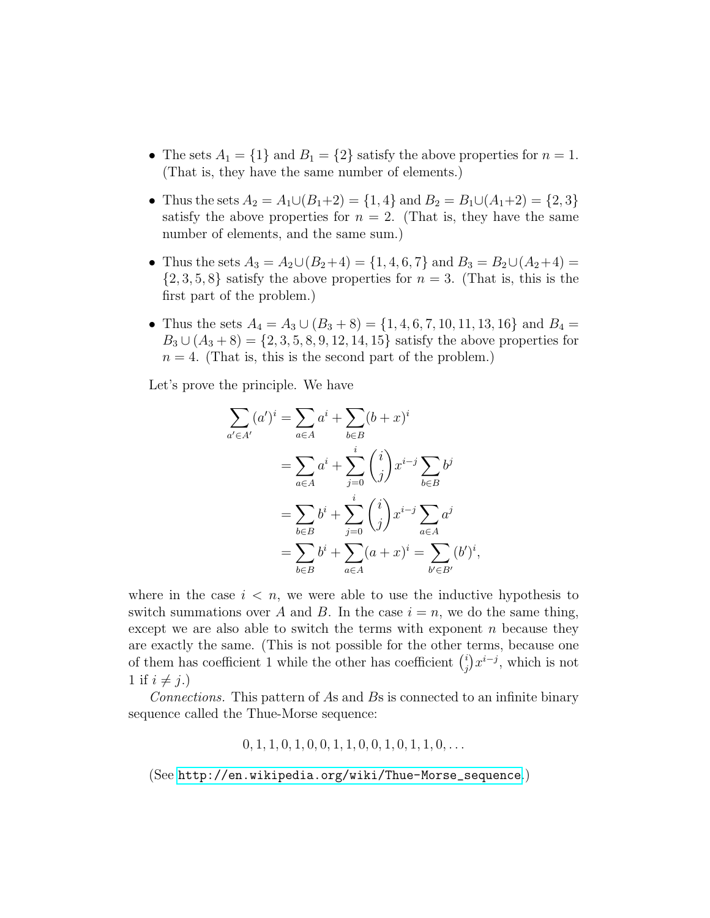- The sets $A_1 = \{1\}$ and $B_1 = \{2\}$ satisfy the above properties for $n = 1$. (That is, they have the same number of elements.)

- Thus the sets $A_2 = A_1 \cup (B_1+2) = \{1, 4\}$ and $B_2 = B_1 \cup (A_1+2) = \{2, 3\}$ satisfy the above properties for $n = 2$. (That is, they have the same number of elements, and the same sum.)

- Thus the sets $A_3 = A_2 \cup (B_2+4) = \{1, 4, 6, 7\}$ and $B_3 = B_2 \cup (A_2+4) = \{2, 3, 5, 8\}$ satisfy the above properties for $n = 3$. (That is, this is the first part of the problem.)

- Thus the sets $A_4 = A_3 \cup (B_3 + 8) = \{1, 4, 6, 7, 10, 11, 13, 16\}$ and $B_4 = B_3 \cup (A_3 + 8) = \{2, 3, 5, 8, 9, 12, 14, 15\}$ satisfy the above properties for $n = 4$. (That is, this is the second part of the problem.)

Let's prove the principle. We have

$$\begin{aligned}
\sum_{a' \in A'} (a')^i &= \sum_{a \in A} a^i + \sum_{b \in B} (b + x)^i \\
&= \sum_{a \in A} a^i + \sum_{j=0}^{i} \binom{i}{j} x^{i-j} \sum_{b \in B} b^j \\
&= \sum_{b \in B} b^i + \sum_{j=0}^{i} \binom{i}{j} x^{i-j} \sum_{a \in A} a^j \\
&= \sum_{b \in B} b^i + \sum_{a \in A} (a + x)^i = \sum_{b' \in B'} (b')^i,
\end{aligned}$$

where in the case $i < n$, we were able to use the inductive hypothesis to switch summations over $A$ and $B$. In the case $i = n$, we do the same thing, except we are also able to switch the terms with exponent $n$ because they are exactly the same. (This is not possible for the other terms, because one of them has coefficient 1 while the other has coefficient $\binom{i}{j} x^{i-j}$, which is not 1 if $i \neq j$.)

*Connections.* This pattern of $A$s and $B$s is connected to an infinite binary sequence called the Thue-Morse sequence:

$$0, 1, 1, 0, 1, 0, 0, 1, 1, 0, 0, 1, 0, 1, 1, 0, \ldots$$

(See http://en.wikipedia.org/wiki/Thue-Morse_sequence.)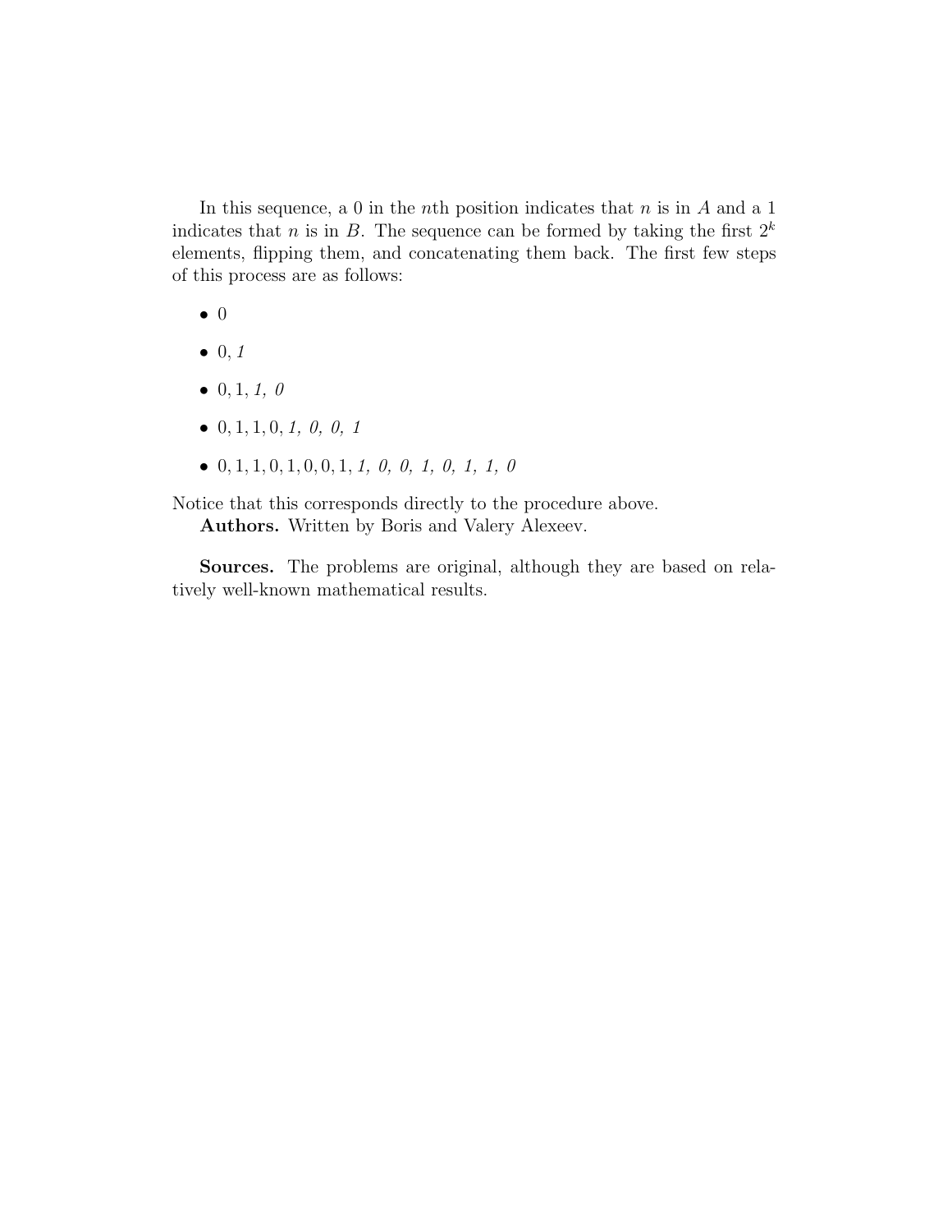In this sequence, a 0 in the $n$th position indicates that $n$ is in $A$ and a 1 indicates that $n$ is in $B$. The sequence can be formed by taking the first $2^k$ elements, flipping them, and concatenating them back. The first few steps of this process are as follows:

- $0$
- $0,$ *1*
- $0, 1,$ *1, 0*
- $0, 1, 1, 0,$ *1, 0, 0, 1*
- $0, 1, 1, 0, 1, 0, 0, 1,$ *1, 0, 0, 1, 0, 1, 1, 0*

Notice that this corresponds directly to the procedure above.

**Authors.** Written by Boris and Valery Alexeev.

**Sources.** The problems are original, although they are based on relatively well-known mathematical results.